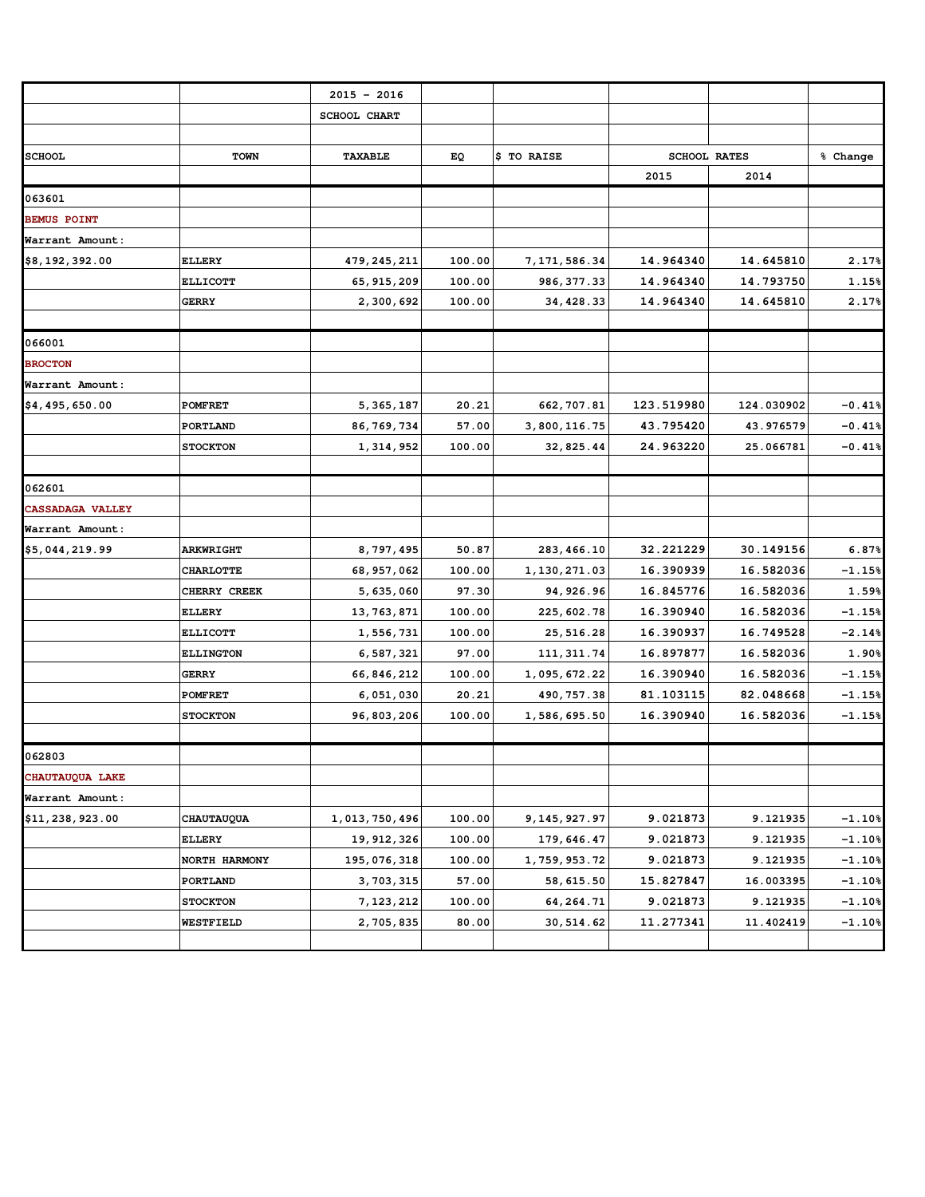| | | 2015 - 2016 | | | | | |
|---|---|---|---|---|---|---|---|
| | | SCHOOL CHART | | | | | |
| | | | | | | | |
| SCHOOL | TOWN | TAXABLE | EQ | $ TO RAISE | SCHOOL RATES | | % Change |
| | | | | | 2015 | 2014 | |
| 063601 | | | | | | | |
| BEMUS POINT | | | | | | | |
| Warrant Amount: | | | | | | | |
| $8,192,392.00 | ELLERY | 479,245,211 | 100.00 | 7,171,586.34 | 14.964340 | 14.645810 | 2.17% |
| | ELLICOTT | 65,915,209 | 100.00 | 986,377.33 | 14.964340 | 14.793750 | 1.15% |
| | GERRY | 2,300,692 | 100.00 | 34,428.33 | 14.964340 | 14.645810 | 2.17% |
| | | | | | | | |
| 066001 | | | | | | | |
| BROCTON | | | | | | | |
| Warrant Amount: | | | | | | | |
| $4,495,650.00 | POMFRET | 5,365,187 | 20.21 | 662,707.81 | 123.519980 | 124.030902 | -0.41% |
| | PORTLAND | 86,769,734 | 57.00 | 3,800,116.75 | 43.795420 | 43.976579 | -0.41% |
| | STOCKTON | 1,314,952 | 100.00 | 32,825.44 | 24.963220 | 25.066781 | -0.41% |
| | | | | | | | |
| 062601 | | | | | | | |
| CASSADAGA VALLEY | | | | | | | |
| Warrant Amount: | | | | | | | |
| $5,044,219.99 | ARKWRIGHT | 8,797,495 | 50.87 | 283,466.10 | 32.221229 | 30.149156 | 6.87% |
| | CHARLOTTE | 68,957,062 | 100.00 | 1,130,271.03 | 16.390939 | 16.582036 | -1.15% |
| | CHERRY CREEK | 5,635,060 | 97.30 | 94,926.96 | 16.845776 | 16.582036 | 1.59% |
| | ELLERY | 13,763,871 | 100.00 | 225,602.78 | 16.390940 | 16.582036 | -1.15% |
| | ELLICOTT | 1,556,731 | 100.00 | 25,516.28 | 16.390937 | 16.749528 | -2.14% |
| | ELLINGTON | 6,587,321 | 97.00 | 111,311.74 | 16.897877 | 16.582036 | 1.90% |
| | GERRY | 66,846,212 | 100.00 | 1,095,672.22 | 16.390940 | 16.582036 | -1.15% |
| | POMFRET | 6,051,030 | 20.21 | 490,757.38 | 81.103115 | 82.048668 | -1.15% |
| | STOCKTON | 96,803,206 | 100.00 | 1,586,695.50 | 16.390940 | 16.582036 | -1.15% |
| | | | | | | | |
| 062803 | | | | | | | |
| CHAUTAUQUA LAKE | | | | | | | |
| Warrant Amount: | | | | | | | |
| $11,238,923.00 | CHAUTAUQUA | 1,013,750,496 | 100.00 | 9,145,927.97 | 9.021873 | 9.121935 | -1.10% |
| | ELLERY | 19,912,326 | 100.00 | 179,646.47 | 9.021873 | 9.121935 | -1.10% |
| | NORTH HARMONY | 195,076,318 | 100.00 | 1,759,953.72 | 9.021873 | 9.121935 | -1.10% |
| | PORTLAND | 3,703,315 | 57.00 | 58,615.50 | 15.827847 | 16.003395 | -1.10% |
| | STOCKTON | 7,123,212 | 100.00 | 64,264.71 | 9.021873 | 9.121935 | -1.10% |
| | WESTFIELD | 2,705,835 | 80.00 | 30,514.62 | 11.277341 | 11.402419 | -1.10% |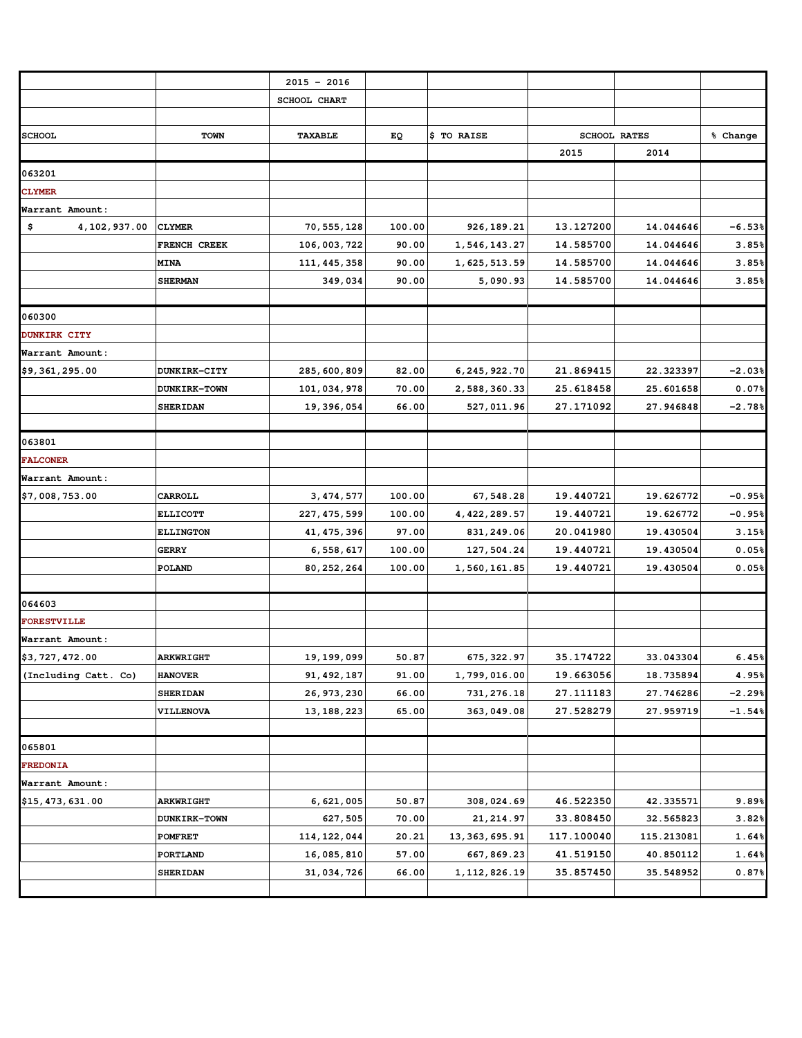| | | 2015 - 2016 | | | | | |
|---|---|---|---|---|---|---|---|
| | | SCHOOL CHART | | | | | |
| | | | | | | | |
| SCHOOL | TOWN | TAXABLE | EQ | $ TO RAISE | SCHOOL RATES | | % Change |
| | | | | | 2015 | 2014 | |
| 063201 | | | | | | | |
| CLYMER | | | | | | | |
| Warrant Amount: | | | | | | | |
| $ 4,102,937.00 | CLYMER | 70,555,128 | 100.00 | 926,189.21 | 13.127200 | 14.044646 | -6.53% |
| | FRENCH CREEK | 106,003,722 | 90.00 | 1,546,143.27 | 14.585700 | 14.044646 | 3.85% |
| | MINA | 111,445,358 | 90.00 | 1,625,513.59 | 14.585700 | 14.044646 | 3.85% |
| | SHERMAN | 349,034 | 90.00 | 5,090.93 | 14.585700 | 14.044646 | 3.85% |
| | | | | | | | |
| 060300 | | | | | | | |
| DUNKIRK CITY | | | | | | | |
| Warrant Amount: | | | | | | | |
| $9,361,295.00 | DUNKIRK-CITY | 285,600,809 | 82.00 | 6,245,922.70 | 21.869415 | 22.323397 | -2.03% |
| | DUNKIRK-TOWN | 101,034,978 | 70.00 | 2,588,360.33 | 25.618458 | 25.601658 | 0.07% |
| | SHERIDAN | 19,396,054 | 66.00 | 527,011.96 | 27.171092 | 27.946848 | -2.78% |
| | | | | | | | |
| 063801 | | | | | | | |
| FALCONER | | | | | | | |
| Warrant Amount: | | | | | | | |
| $7,008,753.00 | CARROLL | 3,474,577 | 100.00 | 67,548.28 | 19.440721 | 19.626772 | -0.95% |
| | ELLICOTT | 227,475,599 | 100.00 | 4,422,289.57 | 19.440721 | 19.626772 | -0.95% |
| | ELLINGTON | 41,475,396 | 97.00 | 831,249.06 | 20.041980 | 19.430504 | 3.15% |
| | GERRY | 6,558,617 | 100.00 | 127,504.24 | 19.440721 | 19.430504 | 0.05% |
| | POLAND | 80,252,264 | 100.00 | 1,560,161.85 | 19.440721 | 19.430504 | 0.05% |
| | | | | | | | |
| 064603 | | | | | | | |
| FORESTVILLE | | | | | | | |
| Warrant Amount: | | | | | | | |
| $3,727,472.00 | ARKWRIGHT | 19,199,099 | 50.87 | 675,322.97 | 35.174722 | 33.043304 | 6.45% |
| (Including Catt. Co) | HANOVER | 91,492,187 | 91.00 | 1,799,016.00 | 19.663056 | 18.735894 | 4.95% |
| | SHERIDAN | 26,973,230 | 66.00 | 731,276.18 | 27.111183 | 27.746286 | -2.29% |
| | VILLENOVA | 13,188,223 | 65.00 | 363,049.08 | 27.528279 | 27.959719 | -1.54% |
| | | | | | | | |
| 065801 | | | | | | | |
| FREDONIA | | | | | | | |
| Warrant Amount: | | | | | | | |
| $15,473,631.00 | ARKWRIGHT | 6,621,005 | 50.87 | 308,024.69 | 46.522350 | 42.335571 | 9.89% |
| | DUNKIRK-TOWN | 627,505 | 70.00 | 21,214.97 | 33.808450 | 32.565823 | 3.82% |
| | POMFRET | 114,122,044 | 20.21 | 13,363,695.91 | 117.100040 | 115.213081 | 1.64% |
| | PORTLAND | 16,085,810 | 57.00 | 667,869.23 | 41.519150 | 40.850112 | 1.64% |
| | SHERIDAN | 31,034,726 | 66.00 | 1,112,826.19 | 35.857450 | 35.548952 | 0.87% |
| | | | | | | | |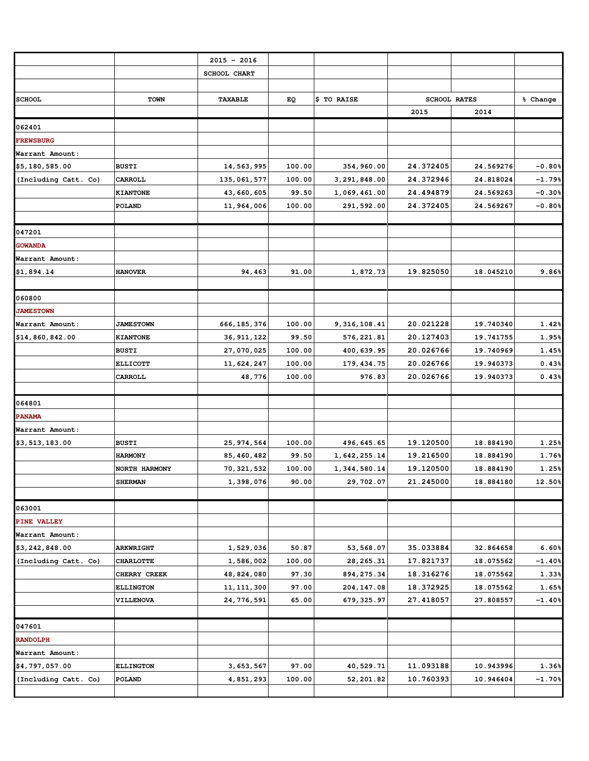| | | 2015 - 2016 | | | | | |
|---|---|---|---|---|---|---|---|
| | | SCHOOL CHART | | | | | |
| | | | | | | | |
| SCHOOL | TOWN | TAXABLE | EQ | $ TO RAISE | SCHOOL RATES | | % Change |
| | | | | | 2015 | 2014 | |
| 062401 | | | | | | | |
| FREWSBURG | | | | | | | |
| Warrant Amount: | | | | | | | |
| $5,180,585.00 | BUSTI | 14,563,995 | 100.00 | 354,960.00 | 24.372405 | 24.569276 | -0.80% |
| (Including Catt. Co) | CARROLL | 135,061,577 | 100.00 | 3,291,848.00 | 24.372946 | 24.818024 | -1.79% |
| | KIANTONE | 43,660,605 | 99.50 | 1,069,461.00 | 24.494879 | 24.569263 | -0.30% |
| | POLAND | 11,964,006 | 100.00 | 291,592.00 | 24.372405 | 24.569267 | -0.80% |
| | | | | | | | |
| 047201 | | | | | | | |
| GOWANDA | | | | | | | |
| Warrant Amount: | | | | | | | |
| $1,894.14 | HANOVER | 94,463 | 91.00 | 1,872.73 | 19.825050 | 18.045210 | 9.86% |
| | | | | | | | |
| 060800 | | | | | | | |
| JAMESTOWN | | | | | | | |
| Warrant Amount: | JAMESTOWN | 666,185,376 | 100.00 | 9,316,108.41 | 20.021228 | 19.740340 | 1.42% |
| $14,860,842.00 | KIANTONE | 36,911,122 | 99.50 | 576,221.81 | 20.127403 | 19.741755 | 1.95% |
| | BUSTI | 27,070,025 | 100.00 | 400,639.95 | 20.026766 | 19.740969 | 1.45% |
| | ELLICOTT | 11,624,247 | 100.00 | 179,434.75 | 20.026766 | 19.940373 | 0.43% |
| | CARROLL | 48,776 | 100.00 | 976.83 | 20.026766 | 19.940373 | 0.43% |
| | | | | | | | |
| 064801 | | | | | | | |
| PANAMA | | | | | | | |
| Warrant Amount: | | | | | | | |
| $3,513,183.00 | BUSTI | 25,974,564 | 100.00 | 496,645.65 | 19.120500 | 18.884190 | 1.25% |
| | HARMONY | 85,460,482 | 99.50 | 1,642,255.14 | 19.216500 | 18.884190 | 1.76% |
| | NORTH HARMONY | 70,321,532 | 100.00 | 1,344,580.14 | 19.120500 | 18.884190 | 1.25% |
| | SHERMAN | 1,398,076 | 90.00 | 29,702.07 | 21.245000 | 18.884180 | 12.50% |
| | | | | | | | |
| 063001 | | | | | | | |
| PINE VALLEY | | | | | | | |
| Warrant Amount: | | | | | | | |
| $3,242,848.00 | ARKWRIGHT | 1,529,036 | 50.87 | 53,568.07 | 35.033884 | 32.864658 | 6.60% |
| (Including Catt. Co) | CHARLOTTE | 1,586,002 | 100.00 | 28,265.31 | 17.821737 | 18.075562 | -1.40% |
| | CHERRY CREEK | 48,824,080 | 97.30 | 894,275.34 | 18.316276 | 18.075562 | 1.33% |
| | ELLINGTON | 11,111,300 | 97.00 | 204,147.08 | 18.372925 | 18.075562 | 1.65% |
| | VILLENOVA | 24,776,591 | 65.00 | 679,325.97 | 27.418057 | 27.808557 | -1.40% |
| | | | | | | | |
| 047601 | | | | | | | |
| RANDOLPH | | | | | | | |
| Warrant Amount: | | | | | | | |
| $4,797,057.00 | ELLINGTON | 3,653,567 | 97.00 | 40,529.71 | 11.093188 | 10.943996 | 1.36% |
| (Including Catt. Co) | POLAND | 4,851,293 | 100.00 | 52,201.82 | 10.760393 | 10.946404 | -1.70% |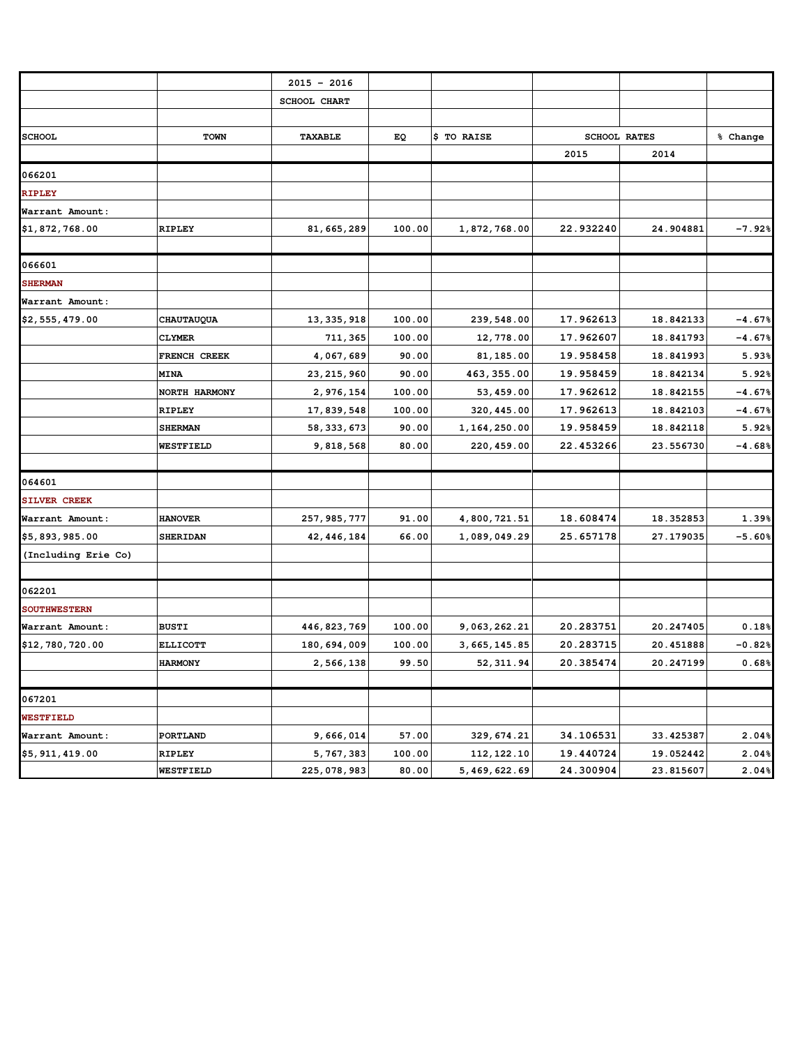| | | | | | | | |
|---|---|---|---|---|---|---|---|
| | | 2015 - 2016 | | | | | |
| | | SCHOOL CHART | | | | | |
| | | | | | | | |
| SCHOOL | TOWN | TAXABLE | EQ | $ TO RAISE | SCHOOL RATES | | % Change |
| | | | | | 2015 | 2014 | |
| 066201 | | | | | | | |
| RIPLEY | | | | | | | |
| Warrant Amount: | | | | | | | |
| $1,872,768.00 | RIPLEY | 81,665,289 | 100.00 | 1,872,768.00 | 22.932240 | 24.904881 | -7.92% |
| | | | | | | | |
| 066601 | | | | | | | |
| SHERMAN | | | | | | | |
| Warrant Amount: | | | | | | | |
| $2,555,479.00 | CHAUTAUQUA | 13,335,918 | 100.00 | 239,548.00 | 17.962613 | 18.842133 | -4.67% |
| | CLYMER | 711,365 | 100.00 | 12,778.00 | 17.962607 | 18.841793 | -4.67% |
| | FRENCH CREEK | 4,067,689 | 90.00 | 81,185.00 | 19.958458 | 18.841993 | 5.93% |
| | MINA | 23,215,960 | 90.00 | 463,355.00 | 19.958459 | 18.842134 | 5.92% |
| | NORTH HARMONY | 2,976,154 | 100.00 | 53,459.00 | 17.962612 | 18.842155 | -4.67% |
| | RIPLEY | 17,839,548 | 100.00 | 320,445.00 | 17.962613 | 18.842103 | -4.67% |
| | SHERMAN | 58,333,673 | 90.00 | 1,164,250.00 | 19.958459 | 18.842118 | 5.92% |
| | WESTFIELD | 9,818,568 | 80.00 | 220,459.00 | 22.453266 | 23.556730 | -4.68% |
| | | | | | | | |
| 064601 | | | | | | | |
| SILVER CREEK | | | | | | | |
| Warrant Amount: | HANOVER | 257,985,777 | 91.00 | 4,800,721.51 | 18.608474 | 18.352853 | 1.39% |
| $5,893,985.00 | SHERIDAN | 42,446,184 | 66.00 | 1,089,049.29 | 25.657178 | 27.179035 | -5.60% |
| (Including Erie Co) | | | | | | | |
| | | | | | | | |
| 062201 | | | | | | | |
| SOUTHWESTERN | | | | | | | |
| Warrant Amount: | BUSTI | 446,823,769 | 100.00 | 9,063,262.21 | 20.283751 | 20.247405 | 0.18% |
| $12,780,720.00 | ELLICOTT | 180,694,009 | 100.00 | 3,665,145.85 | 20.283715 | 20.451888 | -0.82% |
| | HARMONY | 2,566,138 | 99.50 | 52,311.94 | 20.385474 | 20.247199 | 0.68% |
| | | | | | | | |
| 067201 | | | | | | | |
| WESTFIELD | | | | | | | |
| Warrant Amount: | PORTLAND | 9,666,014 | 57.00 | 329,674.21 | 34.106531 | 33.425387 | 2.04% |
| $5,911,419.00 | RIPLEY | 5,767,383 | 100.00 | 112,122.10 | 19.440724 | 19.052442 | 2.04% |
| | WESTFIELD | 225,078,983 | 80.00 | 5,469,622.69 | 24.300904 | 23.815607 | 2.04% |